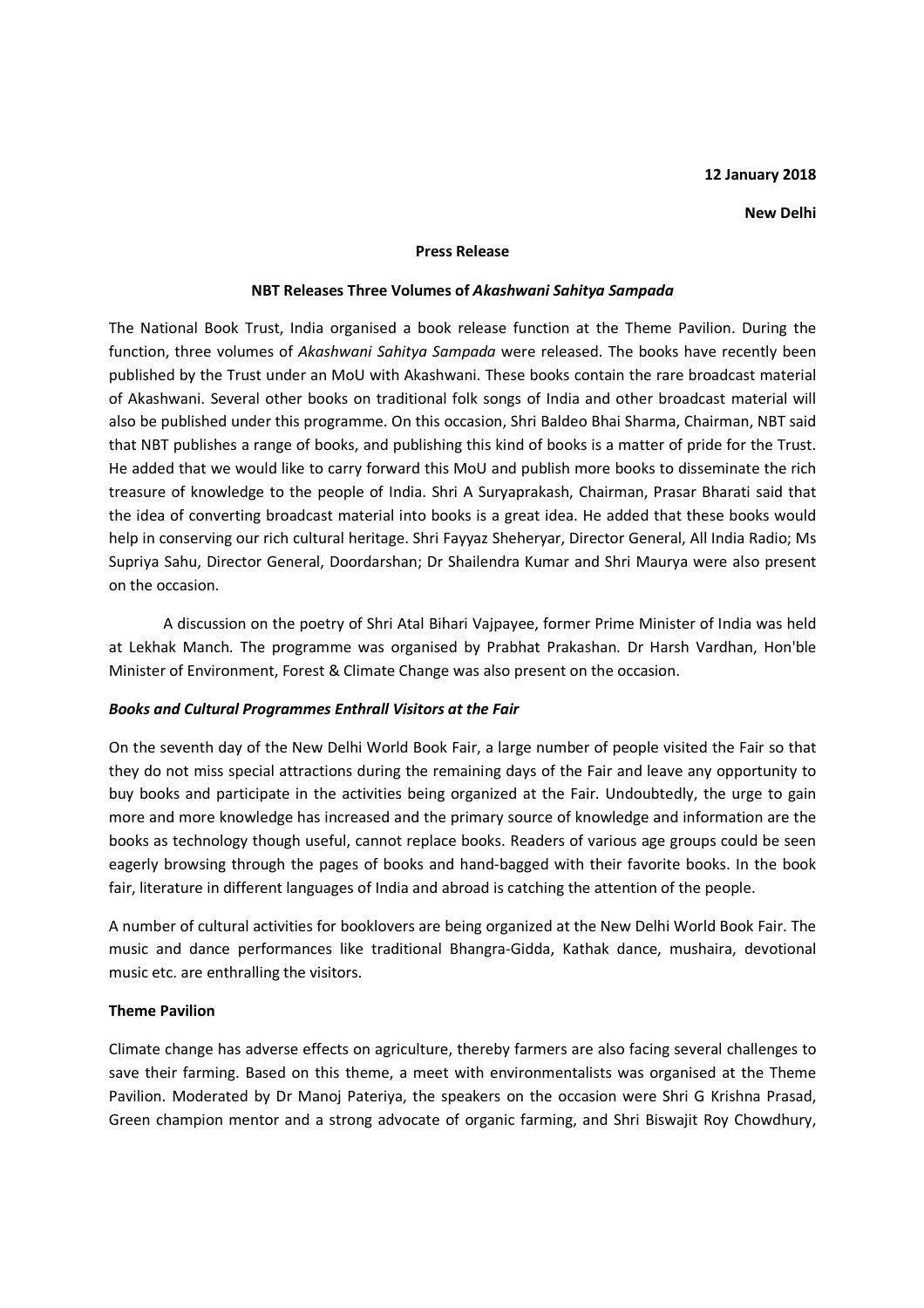**12 January 2018**

**New Delhi**

**Press Release**

**NBT Releases Three Volumes of *Akashwani Sahitya Sampada***

The National Book Trust, India organised a book release function at the Theme Pavilion. During the function, three volumes of *Akashwani Sahitya Sampada* were released. The books have recently been published by the Trust under an MoU with Akashwani. These books contain the rare broadcast material of Akashwani. Several other books on traditional folk songs of India and other broadcast material will also be published under this programme. On this occasion, Shri Baldeo Bhai Sharma, Chairman, NBT said that NBT publishes a range of books, and publishing this kind of books is a matter of pride for the Trust. He added that we would like to carry forward this MoU and publish more books to disseminate the rich treasure of knowledge to the people of India. Shri A Suryaprakash, Chairman, Prasar Bharati said that the idea of converting broadcast material into books is a great idea. He added that these books would help in conserving our rich cultural heritage. Shri Fayyaz Sheheryar, Director General, All India Radio; Ms Supriya Sahu, Director General, Doordarshan; Dr Shailendra Kumar and Shri Maurya were also present on the occasion.

A discussion on the poetry of Shri Atal Bihari Vajpayee, former Prime Minister of India was held at Lekhak Manch. The programme was organised by Prabhat Prakashan. Dr Harsh Vardhan, Hon'ble Minister of Environment, Forest & Climate Change was also present on the occasion.

***Books and Cultural Programmes Enthrall Visitors at the Fair***

On the seventh day of the New Delhi World Book Fair, a large number of people visited the Fair so that they do not miss special attractions during the remaining days of the Fair and leave any opportunity to buy books and participate in the activities being organized at the Fair. Undoubtedly, the urge to gain more and more knowledge has increased and the primary source of knowledge and information are the books as technology though useful, cannot replace books. Readers of various age groups could be seen eagerly browsing through the pages of books and hand-bagged with their favorite books. In the book fair, literature in different languages of India and abroad is catching the attention of the people.

A number of cultural activities for booklovers are being organized at the New Delhi World Book Fair. The music and dance performances like traditional Bhangra-Gidda, Kathak dance, mushaira, devotional music etc. are enthralling the visitors.

**Theme Pavilion**

Climate change has adverse effects on agriculture, thereby farmers are also facing several challenges to save their farming. Based on this theme, a meet with environmentalists was organised at the Theme Pavilion. Moderated by Dr Manoj Pateriya, the speakers on the occasion were Shri G Krishna Prasad, Green champion mentor and a strong advocate of organic farming, and Shri Biswajit Roy Chowdhury,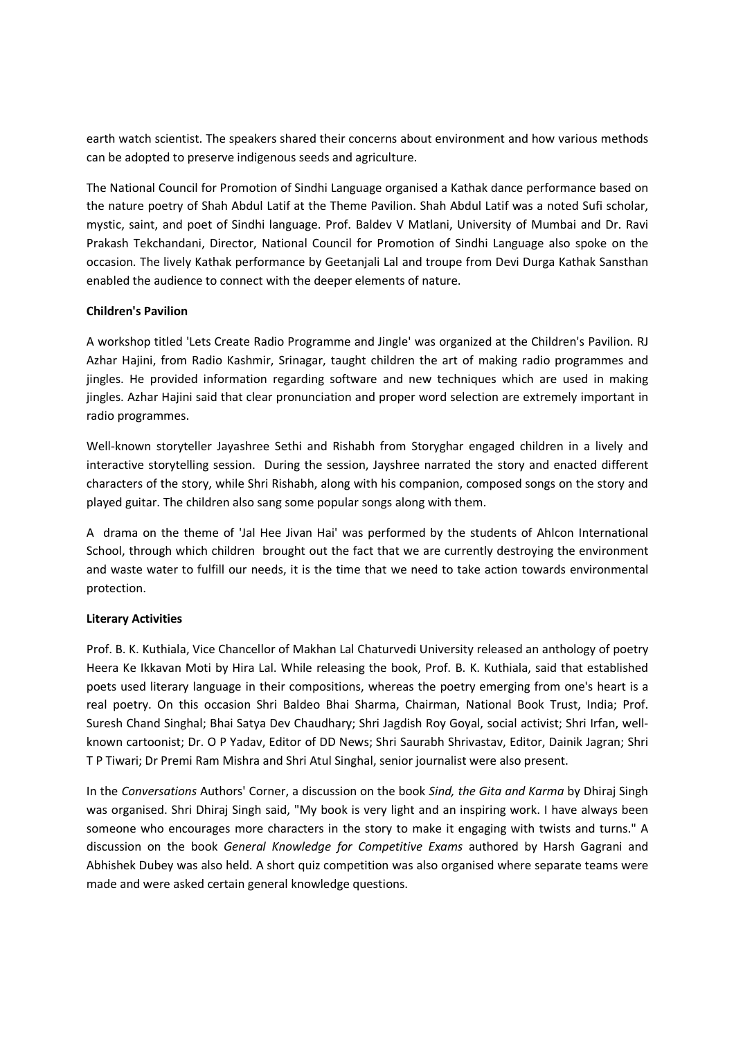earth watch scientist. The speakers shared their concerns about environment and how various methods can be adopted to preserve indigenous seeds and agriculture.

The National Council for Promotion of Sindhi Language organised a Kathak dance performance based on the nature poetry of Shah Abdul Latif at the Theme Pavilion. Shah Abdul Latif was a noted Sufi scholar, mystic, saint, and poet of Sindhi language. Prof. Baldev V Matlani, University of Mumbai and Dr. Ravi Prakash Tekchandani, Director, National Council for Promotion of Sindhi Language also spoke on the occasion. The lively Kathak performance by Geetanjali Lal and troupe from Devi Durga Kathak Sansthan enabled the audience to connect with the deeper elements of nature.

**Children's Pavilion**

A workshop titled 'Lets Create Radio Programme and Jingle' was organized at the Children's Pavilion. RJ Azhar Hajini, from Radio Kashmir, Srinagar, taught children the art of making radio programmes and jingles. He provided information regarding software and new techniques which are used in making jingles. Azhar Hajini said that clear pronunciation and proper word selection are extremely important in radio programmes.

Well-known storyteller Jayashree Sethi and Rishabh from Storyghar engaged children in a lively and interactive storytelling session. During the session, Jayshree narrated the story and enacted different characters of the story, while Shri Rishabh, along with his companion, composed songs on the story and played guitar. The children also sang some popular songs along with them.

A drama on the theme of 'Jal Hee Jivan Hai' was performed by the students of Ahlcon International School, through which children brought out the fact that we are currently destroying the environment and waste water to fulfill our needs, it is the time that we need to take action towards environmental protection.

**Literary Activities**

Prof. B. K. Kuthiala, Vice Chancellor of Makhan Lal Chaturvedi University released an anthology of poetry Heera Ke Ikkavan Moti by Hira Lal. While releasing the book, Prof. B. K. Kuthiala, said that established poets used literary language in their compositions, whereas the poetry emerging from one's heart is a real poetry. On this occasion Shri Baldeo Bhai Sharma, Chairman, National Book Trust, India; Prof. Suresh Chand Singhal; Bhai Satya Dev Chaudhary; Shri Jagdish Roy Goyal, social activist; Shri Irfan, well-known cartoonist; Dr. O P Yadav, Editor of DD News; Shri Saurabh Shrivastav, Editor, Dainik Jagran; Shri T P Tiwari; Dr Premi Ram Mishra and Shri Atul Singhal, senior journalist were also present.

In the *Conversations* Authors' Corner, a discussion on the book *Sind, the Gita and Karma* by Dhiraj Singh was organised. Shri Dhiraj Singh said, "My book is very light and an inspiring work. I have always been someone who encourages more characters in the story to make it engaging with twists and turns." A discussion on the book *General Knowledge for Competitive Exams* authored by Harsh Gagrani and Abhishek Dubey was also held. A short quiz competition was also organised where separate teams were made and were asked certain general knowledge questions.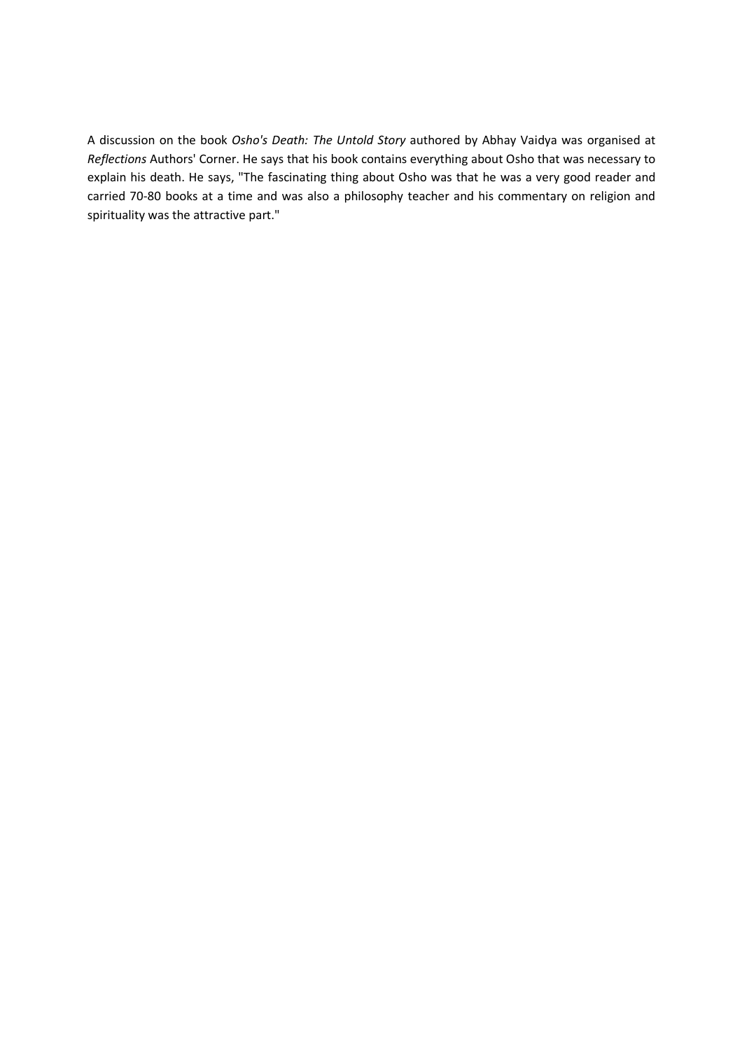A discussion on the book *Osho's Death: The Untold Story* authored by Abhay Vaidya was organised at *Reflections* Authors' Corner. He says that his book contains everything about Osho that was necessary to explain his death. He says, "The fascinating thing about Osho was that he was a very good reader and carried 70-80 books at a time and was also a philosophy teacher and his commentary on religion and spirituality was the attractive part."